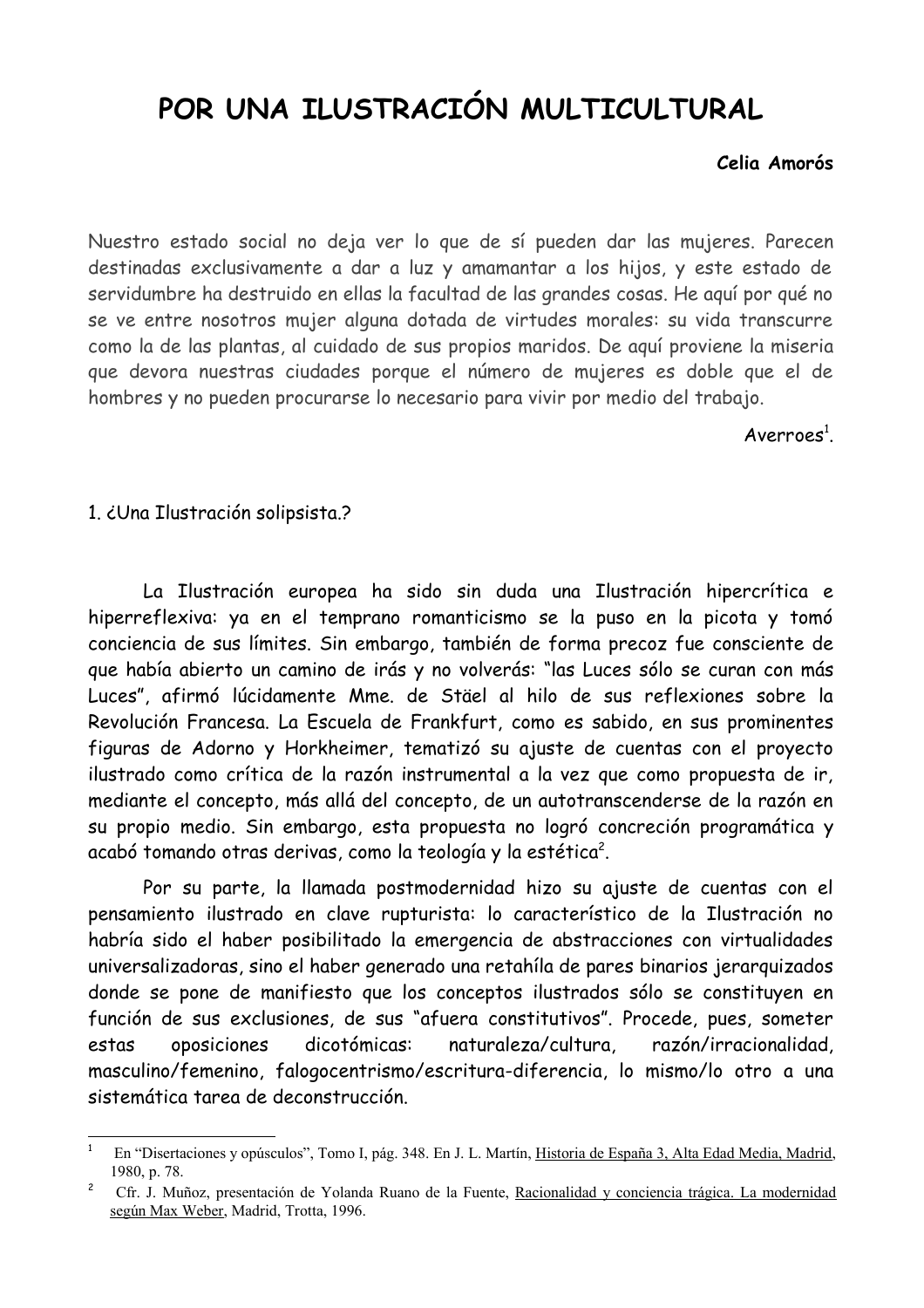# POR UNA ILUSTRACIÓN MULTICULTURAL

**Celia Amorós**

Nuestro estado social no deja ver lo que de sí pueden dar las mujeres. Parecen destinadas exclusivamente a dar a luz y amamantar a los hijos, y este estado de servidumbre ha destruido en ellas la facultad de las grandes cosas. He aquí por qué no se ve entre nosotros mujer alguna dotada de virtudes morales: su vida transcurre como la de las plantas, al cuidado de sus propios maridos. De aquí proviene la miseria que devora nuestras ciudades porque el número de mujeres es doble que el de hombres y no pueden procurarse lo necesario para vivir por medio del trabajo.

Averroes[1].

## 1. ¿Una Ilustración solipsista.?

La Ilustración europea ha sido sin duda una Ilustración hipercrítica e hiperreflexiva: ya en el temprano romanticismo se la puso en la picota y tomó conciencia de sus límites. Sin embargo, también de forma precoz fue consciente de que había abierto un camino de irás y no volverás: "las Luces sólo se curan con más Luces", afirmó lúcidamente Mme. de Stäel al hilo de sus reflexiones sobre la Revolución Francesa. La Escuela de Frankfurt, como es sabido, en sus prominentes figuras de Adorno y Horkheimer, tematizó su ajuste de cuentas con el proyecto ilustrado como crítica de la razón instrumental a la vez que como propuesta de ir, mediante el concepto, más allá del concepto, de un autotranscenderse de la razón en su propio medio. Sin embargo, esta propuesta no logró concreción programática y acabó tomando otras derivas, como la teología y la estética[2].

Por su parte, la llamada postmodernidad hizo su ajuste de cuentas con el pensamiento ilustrado en clave rupturista: lo característico de la Ilustración no habría sido el haber posibilitado la emergencia de abstracciones con virtualidades universalizadoras, sino el haber generado una retahíla de pares binarios jerarquizados donde se pone de manifiesto que los conceptos ilustrados sólo se constituyen en función de sus exclusiones, de sus "afuera constitutivos". Procede, pues, someter estas oposiciones dicotómicas: naturaleza/cultura, razón/irracionalidad, masculino/femenino, falogocentrismo/escritura-diferencia, lo mismo/lo otro a una sistemática tarea de deconstrucción.

---

[1] En "Disertaciones y opúsculos", Tomo I, pág. 348. En J. L. Martín, Historia de España 3, Alta Edad Media, Madrid, 1980, p. 78.

[2] Cfr. J. Muñoz, presentación de Yolanda Ruano de la Fuente, Racionalidad y conciencia trágica. La modernidad según Max Weber, Madrid, Trotta, 1996.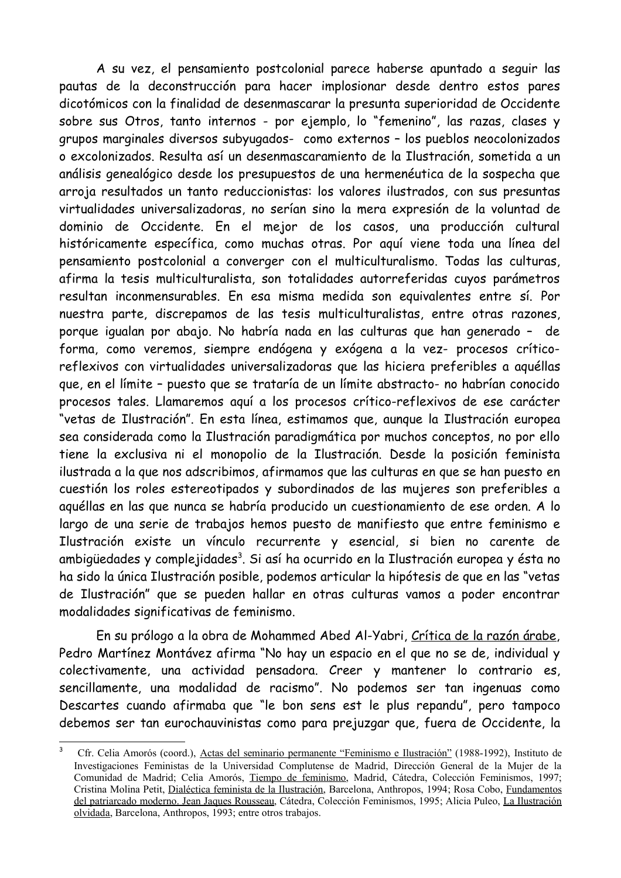A su vez, el pensamiento postcolonial parece haberse apuntado a seguir las pautas de la deconstrucción para hacer implosionar desde dentro estos pares dicotómicos con la finalidad de desenmascarar la presunta superioridad de Occidente sobre sus Otros, tanto internos - por ejemplo, lo "femenino", las razas, clases y grupos marginales diversos subyugados- como externos – los pueblos neocolonizados o excolonizados. Resulta así un desenmascaramiento de la Ilustración, sometida a un análisis genealógico desde los presupuestos de una hermenéutica de la sospecha que arroja resultados un tanto reduccionistas: los valores ilustrados, con sus presuntas virtualidades universalizadoras, no serían sino la mera expresión de la voluntad de dominio de Occidente. En el mejor de los casos, una producción cultural históricamente específica, como muchas otras. Por aquí viene toda una línea del pensamiento postcolonial a converger con el multiculturalismo. Todas las culturas, afirma la tesis multiculturalista, son totalidades autorreferidas cuyos parámetros resultan inconmensurables. En esa misma medida son equivalentes entre sí. Por nuestra parte, discrepamos de las tesis multiculturalistas, entre otras razones, porque igualan por abajo. No habría nada en las culturas que han generado – de forma, como veremos, siempre endógena y exógena a la vez- procesos crítico-reflexivos con virtualidades universalizadoras que las hiciera preferibles a aquéllas que, en el límite – puesto que se trataría de un límite abstracto- no habrían conocido procesos tales. Llamaremos aquí a los procesos crítico-reflexivos de ese carácter "vetas de Ilustración". En esta línea, estimamos que, aunque la Ilustración europea sea considerada como la Ilustración paradigmática por muchos conceptos, no por ello tiene la exclusiva ni el monopolio de la Ilustración. Desde la posición feminista ilustrada a la que nos adscribimos, afirmamos que las culturas en que se han puesto en cuestión los roles estereotipados y subordinados de las mujeres son preferibles a aquéllas en las que nunca se habría producido un cuestionamiento de ese orden. A lo largo de una serie de trabajos hemos puesto de manifiesto que entre feminismo e Ilustración existe un vínculo recurrente y esencial, si bien no carente de ambigüedades y complejidades[3]. Si así ha ocurrido en la Ilustración europea y ésta no ha sido la única Ilustración posible, podemos articular la hipótesis de que en las "vetas de Ilustración" que se pueden hallar en otras culturas vamos a poder encontrar modalidades significativas de feminismo.

En su prólogo a la obra de Mohammed Abed Al-Yabri, Crítica de la razón árabe, Pedro Martínez Montávez afirma "No hay un espacio en el que no se de, individual y colectivamente, una actividad pensadora. Creer y mantener lo contrario es, sencillamente, una modalidad de racismo". No podemos ser tan ingenuas como Descartes cuando afirmaba que "le bon sens est le plus repandu", pero tampoco debemos ser tan eurochauvinistas como para prejuzgar que, fuera de Occidente, la

[3] Cfr. Celia Amorós (coord.), Actas del seminario permanente "Feminismo e Ilustración" (1988-1992), Instituto de Investigaciones Feministas de la Universidad Complutense de Madrid, Dirección General de la Mujer de la Comunidad de Madrid; Celia Amorós, Tiempo de feminismo, Madrid, Cátedra, Colección Feminismos, 1997; Cristina Molina Petit, Dialéctica feminista de la Ilustración, Barcelona, Anthropos, 1994; Rosa Cobo, Fundamentos del patriarcado moderno. Jean Jaques Rousseau, Cátedra, Colección Feminismos, 1995; Alicia Puleo, La Ilustración olvidada, Barcelona, Anthropos, 1993; entre otros trabajos.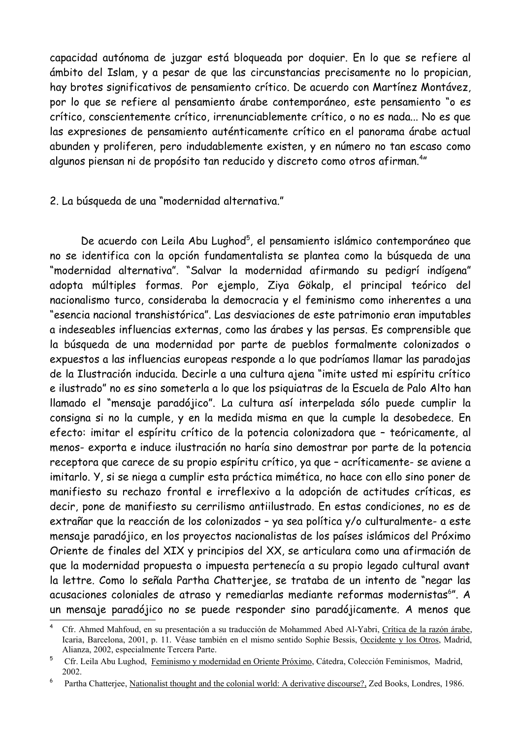capacidad autónoma de juzgar está bloqueada por doquier. En lo que se refiere al ámbito del Islam, y a pesar de que las circunstancias precisamente no lo propician, hay brotes significativos de pensamiento crítico. De acuerdo con Martínez Montávez, por lo que se refiere al pensamiento árabe contemporáneo, este pensamiento "o es crítico, conscientemente crítico, irrenunciablemente crítico, o no es nada... No es que las expresiones de pensamiento auténticamente crítico en el panorama árabe actual abunden y proliferen, pero indudablemente existen, y en número no tan escaso como algunos piensan ni de propósito tan reducido y discreto como otros afirman.[4]"

## 2. La búsqueda de una "modernidad alternativa."

De acuerdo con Leila Abu Lughod[5], el pensamiento islámico contemporáneo que no se identifica con la opción fundamentalista se plantea como la búsqueda de una "modernidad alternativa". "Salvar la modernidad afirmando su pedigrí indígena" adopta múltiples formas. Por ejemplo, Ziya Gökalp, el principal teórico del nacionalismo turco, consideraba la democracia y el feminismo como inherentes a una "esencia nacional transhistórica". Las desviaciones de este patrimonio eran imputables a indeseables influencias externas, como las árabes y las persas. Es comprensible que la búsqueda de una modernidad por parte de pueblos formalmente colonizados o expuestos a las influencias europeas responde a lo que podríamos llamar las paradojas de la Ilustración inducida. Decirle a una cultura ajena "imite usted mi espíritu crítico e ilustrado" no es sino someterla a lo que los psiquiatras de la Escuela de Palo Alto han llamado el "mensaje paradójico". La cultura así interpelada sólo puede cumplir la consigna si no la cumple, y en la medida misma en que la cumple la desobedece. En efecto: imitar el espíritu crítico de la potencia colonizadora que – teóricamente, al menos- exporta e induce ilustración no haría sino demostrar por parte de la potencia receptora que carece de su propio espíritu crítico, ya que – acríticamente- se aviene a imitarlo. Y, si se niega a cumplir esta práctica mimética, no hace con ello sino poner de manifiesto su rechazo frontal e irreflexivo a la adopción de actitudes críticas, es decir, pone de manifiesto su cerrilismo antiilustrado. En estas condiciones, no es de extrañar que la reacción de los colonizados – ya sea política y/o culturalmente- a este mensaje paradójico, en los proyectos nacionalistas de los países islámicos del Próximo Oriente de finales del XIX y principios del XX, se articulara como una afirmación de que la modernidad propuesta o impuesta pertenecía a su propio legado cultural avant la lettre. Como lo señala Partha Chatterjee, se trataba de un intento de "negar las acusaciones coloniales de atraso y remediarlas mediante reformas modernistas[6]". A un mensaje paradójico no se puede responder sino paradójicamente. A menos que

---

[4] Cfr. Ahmed Mahfoud, en su presentación a su traducción de Mohammed Abed Al-Yabri, Crítica de la razón árabe, Icaria, Barcelona, 2001, p. 11. Véase también en el mismo sentido Sophie Bessis, Occidente y los Otros, Madrid, Alianza, 2002, especialmente Tercera Parte.

[5] Cfr. Leila Abu Lughod, Feminismo y modernidad en Oriente Próximo, Cátedra, Colección Feminismos, Madrid, 2002.

[6] Partha Chatterjee, Nationalist thought and the colonial world: A derivative discourse?, Zed Books, Londres, 1986.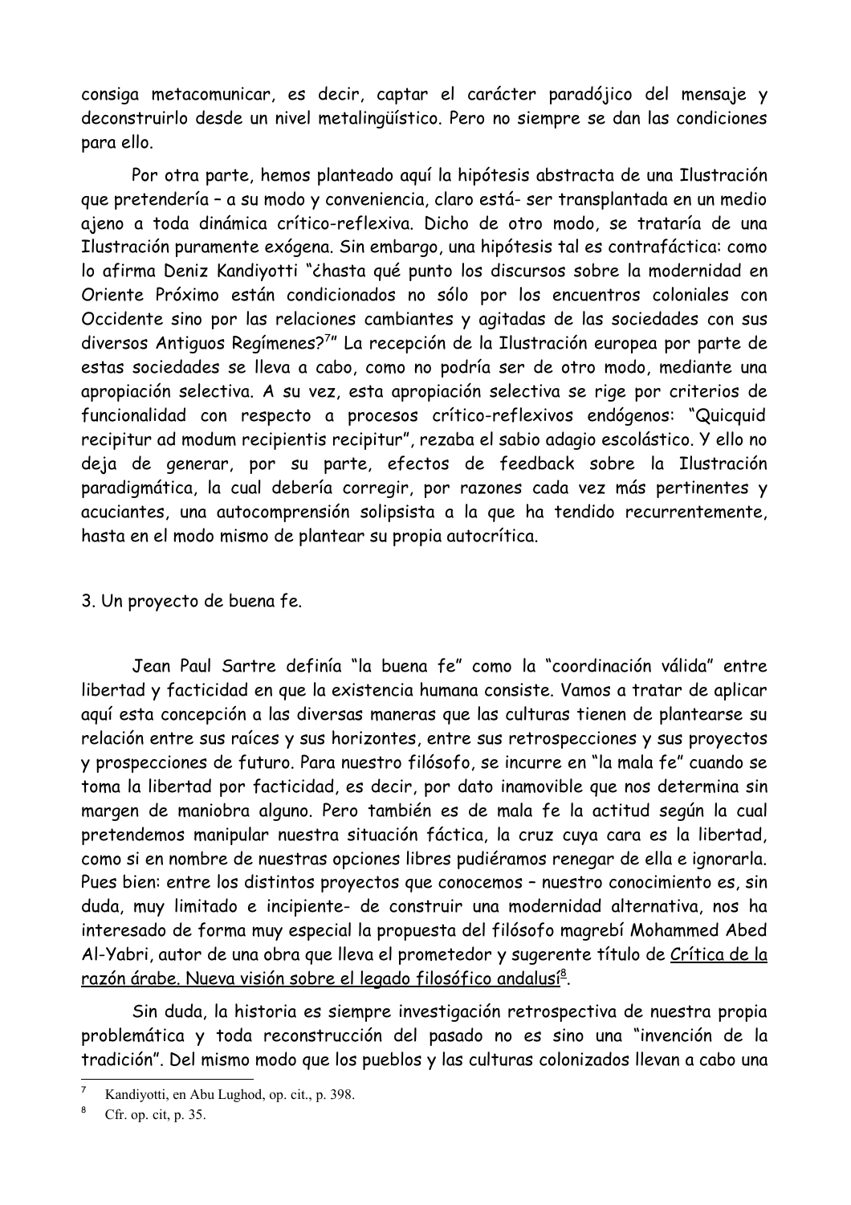consiga metacomunicar, es decir, captar el carácter paradójico del mensaje y deconstruirlo desde un nivel metalingüístico. Pero no siempre se dan las condiciones para ello.

Por otra parte, hemos planteado aquí la hipótesis abstracta de una Ilustración que pretendería – a su modo y conveniencia, claro está- ser transplantada en un medio ajeno a toda dinámica crítico-reflexiva. Dicho de otro modo, se trataría de una Ilustración puramente exógena. Sin embargo, una hipótesis tal es contrafáctica: como lo afirma Deniz Kandiyotti "¿hasta qué punto los discursos sobre la modernidad en Oriente Próximo están condicionados no sólo por los encuentros coloniales con Occidente sino por las relaciones cambiantes y agitadas de las sociedades con sus diversos Antiguos Regímenes?[7]" La recepción de la Ilustración europea por parte de estas sociedades se lleva a cabo, como no podría ser de otro modo, mediante una apropiación selectiva. A su vez, esta apropiación selectiva se rige por criterios de funcionalidad con respecto a procesos crítico-reflexivos endógenos: "Quicquid recipitur ad modum recipientis recipitur", rezaba el sabio adagio escolástico. Y ello no deja de generar, por su parte, efectos de feedback sobre la Ilustración paradigmática, la cual debería corregir, por razones cada vez más pertinentes y acuciantes, una autocomprensión solipsista a la que ha tendido recurrentemente, hasta en el modo mismo de plantear su propia autocrítica.

## 3. Un proyecto de buena fe.

Jean Paul Sartre definía "la buena fe" como la "coordinación válida" entre libertad y facticidad en que la existencia humana consiste. Vamos a tratar de aplicar aquí esta concepción a las diversas maneras que las culturas tienen de plantearse su relación entre sus raíces y sus horizontes, entre sus retrospecciones y sus proyectos y prospecciones de futuro. Para nuestro filósofo, se incurre en "la mala fe" cuando se toma la libertad por facticidad, es decir, por dato inamovible que nos determina sin margen de maniobra alguno. Pero también es de mala fe la actitud según la cual pretendemos manipular nuestra situación fáctica, la cruz cuya cara es la libertad, como si en nombre de nuestras opciones libres pudiéramos renegar de ella e ignorarla. Pues bien: entre los distintos proyectos que conocemos – nuestro conocimiento es, sin duda, muy limitado e incipiente- de construir una modernidad alternativa, nos ha interesado de forma muy especial la propuesta del filósofo magrebí Mohammed Abed Al-Yabri, autor de una obra que lleva el prometedor y sugerente título de Crítica de la razón árabe. Nueva visión sobre el legado filosófico andalusí[8].

Sin duda, la historia es siempre investigación retrospectiva de nuestra propia problemática y toda reconstrucción del pasado no es sino una "invención de la tradición". Del mismo modo que los pueblos y las culturas colonizados llevan a cabo una

---

[7] Kandiyotti, en Abu Lughod, op. cit., p. 398.

[8] Cfr. op. cit, p. 35.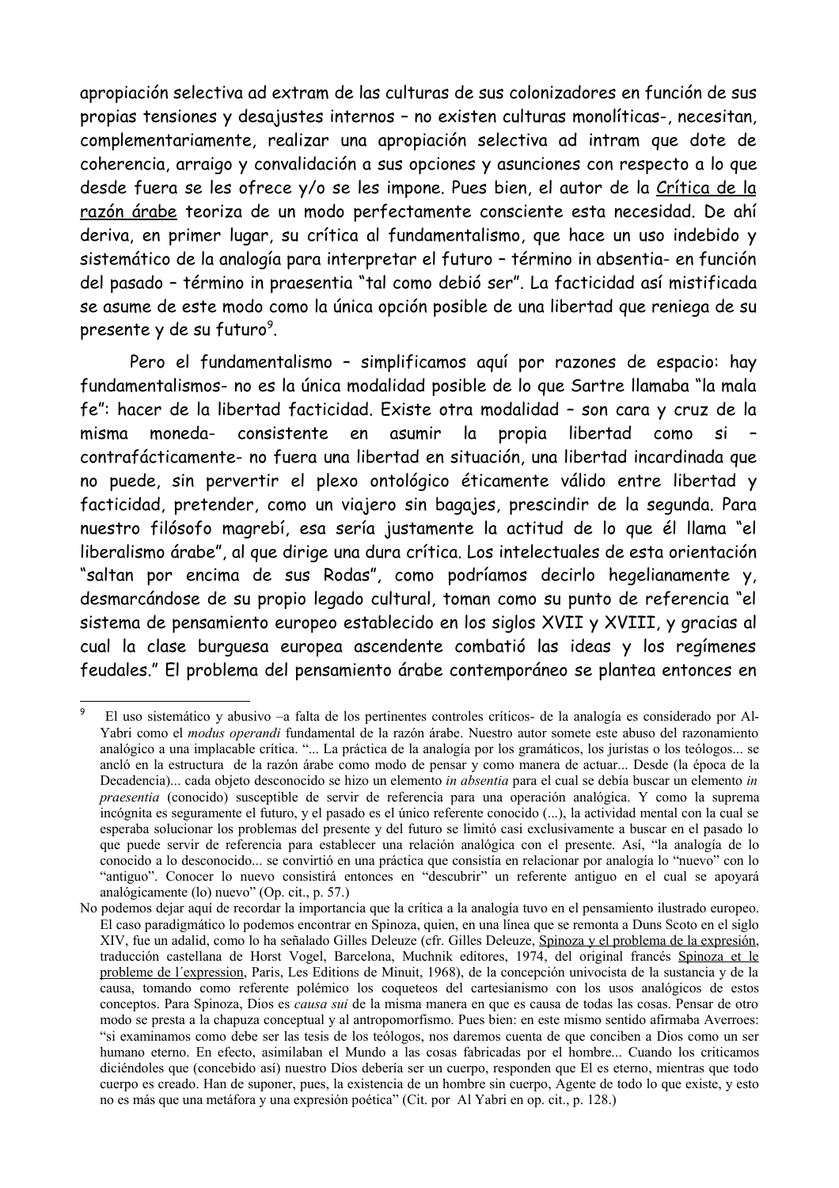apropiación selectiva ad extram de las culturas de sus colonizadores en función de sus propias tensiones y desajustes internos – no existen culturas monolíticas-, necesitan, complementariamente, realizar una apropiación selectiva ad intram que dote de coherencia, arraigo y convalidación a sus opciones y asunciones con respecto a lo que desde fuera se les ofrece y/o se les impone. Pues bien, el autor de la Crítica de la razón árabe teoriza de un modo perfectamente consciente esta necesidad. De ahí deriva, en primer lugar, su crítica al fundamentalismo, que hace un uso indebido y sistemático de la analogía para interpretar el futuro – término in absentia- en función del pasado – término in praesentia "tal como debió ser". La facticidad así mistificada se asume de este modo como la única opción posible de una libertad que reniega de su presente y de su futuro[9].

Pero el fundamentalismo – simplificamos aquí por razones de espacio: hay fundamentalismos- no es la única modalidad posible de lo que Sartre llamaba "la mala fe": hacer de la libertad facticidad. Existe otra modalidad – son cara y cruz de la misma moneda- consistente en asumir la propia libertad como si – contrafácticamente- no fuera una libertad en situación, una libertad incardinada que no puede, sin pervertir el plexo ontológico éticamente válido entre libertad y facticidad, pretender, como un viajero sin bagajes, prescindir de la segunda. Para nuestro filósofo magrebí, esa sería justamente la actitud de lo que él llama "el liberalismo árabe", al que dirige una dura crítica. Los intelectuales de esta orientación "saltan por encima de sus Rodas", como podríamos decirlo hegelianamente y, desmarcándose de su propio legado cultural, toman como su punto de referencia "el sistema de pensamiento europeo establecido en los siglos XVII y XVIII, y gracias al cual la clase burguesa europea ascendente combatió las ideas y los regímenes feudales." El problema del pensamiento árabe contemporáneo se plantea entonces en

---

[9] El uso sistemático y abusivo –a falta de los pertinentes controles críticos- de la analogía es considerado por Al-Yabri como el *modus operandi* fundamental de la razón árabe. Nuestro autor somete este abuso del razonamiento analógico a una implacable crítica. "... La práctica de la analogía por los gramáticos, los juristas o los teólogos... se ancló en la estructura de la razón árabe como modo de pensar y como manera de actuar... Desde (la época de la Decadencia)... cada objeto desconocido se hizo un elemento *in absentia* para el cual se debía buscar un elemento *in praesentia* (conocido) susceptible de servir de referencia para una operación analógica. Y como la suprema incógnita es seguramente el futuro, y el pasado es el único referente conocido (...), la actividad mental con la cual se esperaba solucionar los problemas del presente y del futuro se limitó casi exclusivamente a buscar en el pasado lo que puede servir de referencia para establecer una relación analógica con el presente. Así, "la analogía de lo conocido a lo desconocido... se convirtió en una práctica que consistía en relacionar por analogía lo "nuevo" con lo "antiguo". Conocer lo nuevo consistirá entonces en "descubrir" un referente antiguo en el cual se apoyará analógicamente (lo) nuevo" (Op. cit., p. 57.)

No podemos dejar aquí de recordar la importancia que la crítica a la analogía tuvo en el pensamiento ilustrado europeo. El caso paradigmático lo podemos encontrar en Spinoza, quien, en una línea que se remonta a Duns Scoto en el siglo XIV, fue un adalid, como lo ha señalado Gilles Deleuze (cfr. Gilles Deleuze, Spinoza y el problema de la expresión, traducción castellana de Horst Vogel, Barcelona, Muchnik editores, 1974, del original francés Spinoza et le probleme de l´expression, Paris, Les Editions de Minuit, 1968), de la concepción univocista de la sustancia y de la causa, tomando como referente polémico los coqueteos del cartesianismo con los usos analógicos de estos conceptos. Para Spinoza, Dios es *causa sui* de la misma manera en que es causa de todas las cosas. Pensar de otro modo se presta a la chapuza conceptual y al antropomorfismo. Pues bien: en este mismo sentido afirmaba Averroes: "si examinamos como debe ser las tesis de los teólogos, nos daremos cuenta de que conciben a Dios como un ser humano eterno. En efecto, asimilaban el Mundo a las cosas fabricadas por el hombre... Cuando los criticamos diciéndoles que (concebido así) nuestro Dios debería ser un cuerpo, responden que El es eterno, mientras que todo cuerpo es creado. Han de suponer, pues, la existencia de un hombre sin cuerpo, Agente de todo lo que existe, y esto no es más que una metáfora y una expresión poética" (Cit. por Al Yabri en op. cit., p. 128.)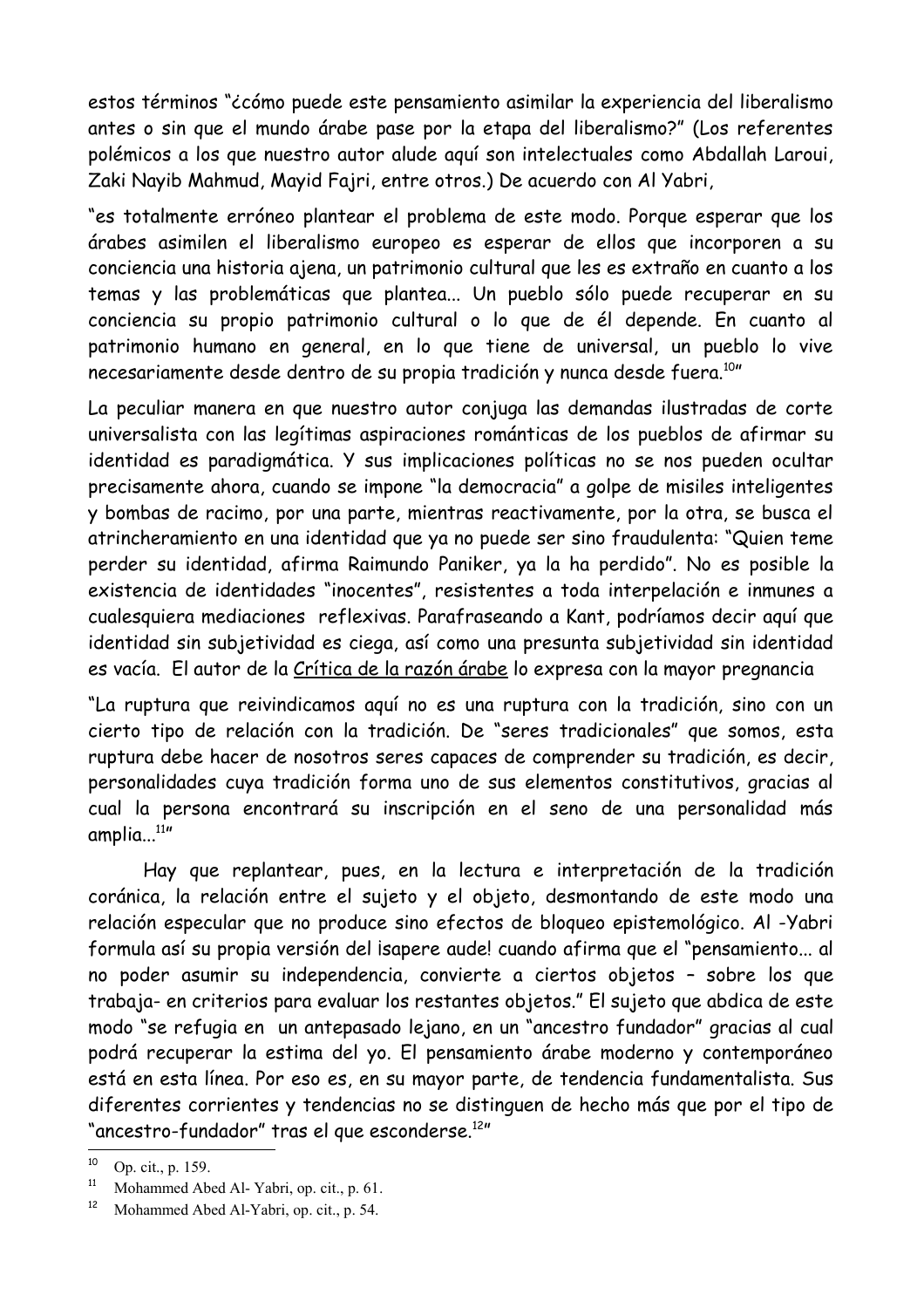estos términos "¿cómo puede este pensamiento asimilar la experiencia del liberalismo antes o sin que el mundo árabe pase por la etapa del liberalismo?" (Los referentes polémicos a los que nuestro autor alude aquí son intelectuales como Abdallah Laroui, Zaki Nayib Mahmud, Mayid Fajri, entre otros.) De acuerdo con Al Yabri,

"es totalmente erróneo plantear el problema de este modo. Porque esperar que los árabes asimilen el liberalismo europeo es esperar de ellos que incorporen a su conciencia una historia ajena, un patrimonio cultural que les es extraño en cuanto a los temas y las problemáticas que plantea... Un pueblo sólo puede recuperar en su conciencia su propio patrimonio cultural o lo que de él depende. En cuanto al patrimonio humano en general, en lo que tiene de universal, un pueblo lo vive necesariamente desde dentro de su propia tradición y nunca desde fuera.[10]"

La peculiar manera en que nuestro autor conjuga las demandas ilustradas de corte universalista con las legítimas aspiraciones románticas de los pueblos de afirmar su identidad es paradigmática. Y sus implicaciones políticas no se nos pueden ocultar precisamente ahora, cuando se impone "la democracia" a golpe de misiles inteligentes y bombas de racimo, por una parte, mientras reactivamente, por la otra, se busca el atrincheramiento en una identidad que ya no puede ser sino fraudulenta: "Quien teme perder su identidad, afirma Raimundo Paniker, ya la ha perdido". No es posible la existencia de identidades "inocentes", resistentes a toda interpelación e inmunes a cualesquiera mediaciones reflexivas. Parafraseando a Kant, podríamos decir aquí que identidad sin subjetividad es ciega, así como una presunta subjetividad sin identidad es vacía. El autor de la <u>Crítica de la razón árabe</u> lo expresa con la mayor pregnancia

"La ruptura que reivindicamos aquí no es una ruptura con la tradición, sino con un cierto tipo de relación con la tradición. De "seres tradicionales" que somos, esta ruptura debe hacer de nosotros seres capaces de comprender su tradición, es decir, personalidades cuya tradición forma uno de sus elementos constitutivos, gracias al cual la persona encontrará su inscripción en el seno de una personalidad más amplia...[11]"

Hay que replantear, pues, en la lectura e interpretación de la tradición coránica, la relación entre el sujeto y el objeto, desmontando de este modo una relación especular que no produce sino efectos de bloqueo epistemológico. Al -Yabri formula así su propia versión del ¡sapere aude! cuando afirma que el "pensamiento... al no poder asumir su independencia, convierte a ciertos objetos – sobre los que trabaja- en criterios para evaluar los restantes objetos." El sujeto que abdica de este modo "se refugia en un antepasado lejano, en un "ancestro fundador" gracias al cual podrá recuperar la estima del yo. El pensamiento árabe moderno y contemporáneo está en esta línea. Por eso es, en su mayor parte, de tendencia fundamentalista. Sus diferentes corrientes y tendencias no se distinguen de hecho más que por el tipo de "ancestro-fundador" tras el que esconderse.[12]"

---

[10] Op. cit., p. 159.

[11] Mohammed Abed Al- Yabri, op. cit., p. 61.

[12] Mohammed Abed Al-Yabri, op. cit., p. 54.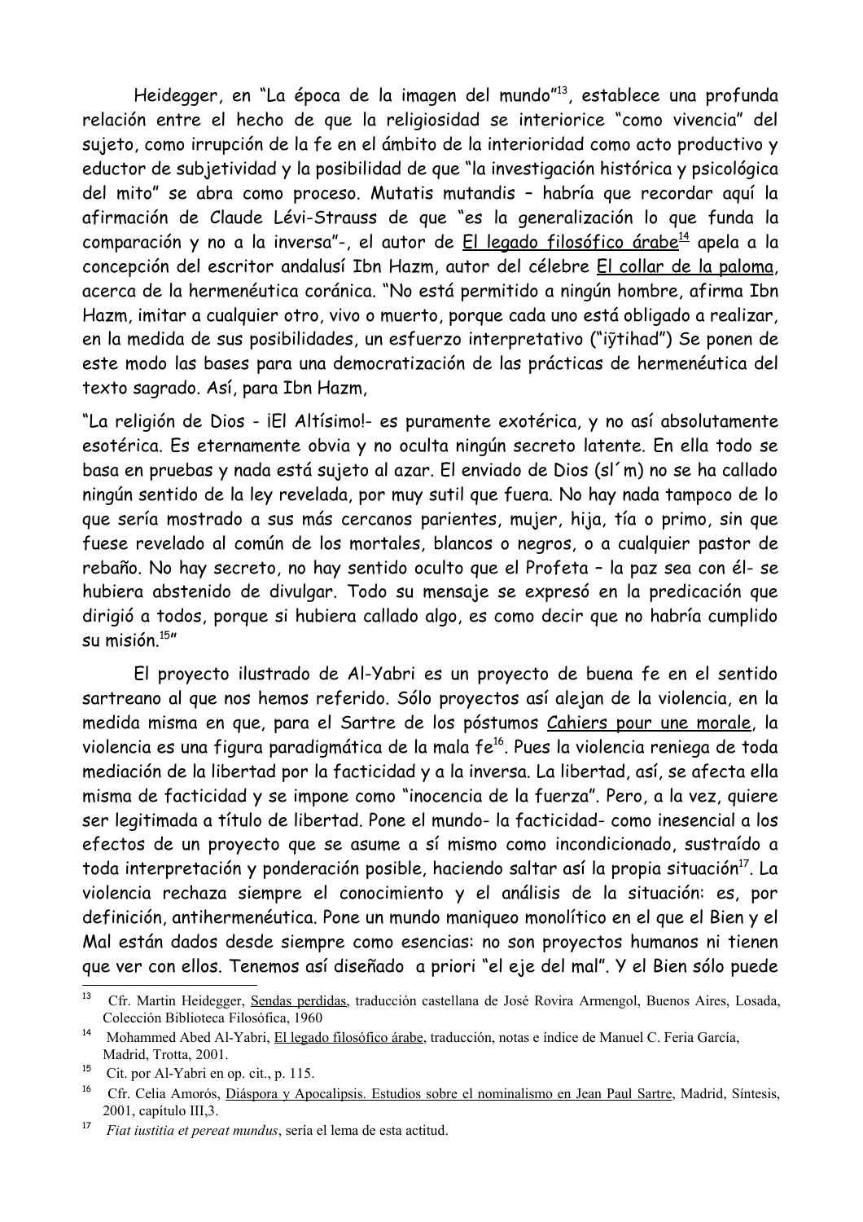Heidegger, en "La época de la imagen del mundo"[13], establece una profunda relación entre el hecho de que la religiosidad se interiorice "como vivencia" del sujeto, como irrupción de la fe en el ámbito de la interioridad como acto productivo y eductor de subjetividad y la posibilidad de que "la investigación histórica y psicológica del mito" se abra como proceso. Mutatis mutandis – habría que recordar aquí la afirmación de Claude Lévi-Strauss de que "es la generalización lo que funda la comparación y no a la inversa"-, el autor de <u>El legado filosófico árabe</u>[14] apela a la concepción del escritor andalusí Ibn Hazm, autor del célebre <u>El collar de la paloma</u>, acerca de la hermenéutica coránica. "No está permitido a ningún hombre, afirma Ibn Hazm, imitar a cualquier otro, vivo o muerto, porque cada uno está obligado a realizar, en la medida de sus posibilidades, un esfuerzo interpretativo ("iŷtihad") Se ponen de este modo las bases para una democratización de las prácticas de hermenéutica del texto sagrado. Así, para Ibn Hazm,

"La religión de Dios - ¡El Altísimo!- es puramente exotérica, y no así absolutamente esotérica. Es eternamente obvia y no oculta ningún secreto latente. En ella todo se basa en pruebas y nada está sujeto al azar. El enviado de Dios (sl´m) no se ha callado ningún sentido de la ley revelada, por muy sutil que fuera. No hay nada tampoco de lo que sería mostrado a sus más cercanos parientes, mujer, hija, tía o primo, sin que fuese revelado al común de los mortales, blancos o negros, o a cualquier pastor de rebaño. No hay secreto, no hay sentido oculto que el Profeta – la paz sea con él- se hubiera abstenido de divulgar. Todo su mensaje se expresó en la predicación que dirigió a todos, porque si hubiera callado algo, es como decir que no habría cumplido su misión.[15]"

El proyecto ilustrado de Al-Yabri es un proyecto de buena fe en el sentido sartreano al que nos hemos referido. Sólo proyectos así alejan de la violencia, en la medida misma en que, para el Sartre de los póstumos <u>Cahiers pour une morale</u>, la violencia es una figura paradigmática de la mala fe[16]. Pues la violencia reniega de toda mediación de la libertad por la facticidad y a la inversa. La libertad, así, se afecta ella misma de facticidad y se impone como "inocencia de la fuerza". Pero, a la vez, quiere ser legitimada a título de libertad. Pone el mundo- la facticidad- como inesencial a los efectos de un proyecto que se asume a sí mismo como incondicionado, sustraído a toda interpretación y ponderación posible, haciendo saltar así la propia situación[17]. La violencia rechaza siempre el conocimiento y el análisis de la situación: es, por definición, antihermenéutica. Pone un mundo maniqueo monolítico en el que el Bien y el Mal están dados desde siempre como esencias: no son proyectos humanos ni tienen que ver con ellos. Tenemos así diseñado a priori "el eje del mal". Y el Bien sólo puede

---

[13] Cfr. Martin Heidegger, <u>Sendas perdidas</u>, traducción castellana de José Rovira Armengol, Buenos Aires, Losada, Colección Biblioteca Filosófica, 1960

[14] Mohammed Abed Al-Yabri, <u>El legado filosófico árabe</u>, traducción, notas e índice de Manuel C. Feria García, Madrid, Trotta, 2001.

[15] Cit. por Al-Yabri en op. cit., p. 115.

[16] Cfr. Celia Amorós, <u>Diáspora y Apocalipsis. Estudios sobre el nominalismo en Jean Paul Sartre</u>, Madrid, Síntesis, 2001, capítulo III,3.

[17] *Fiat iustitia et pereat mundus*, sería el lema de esta actitud.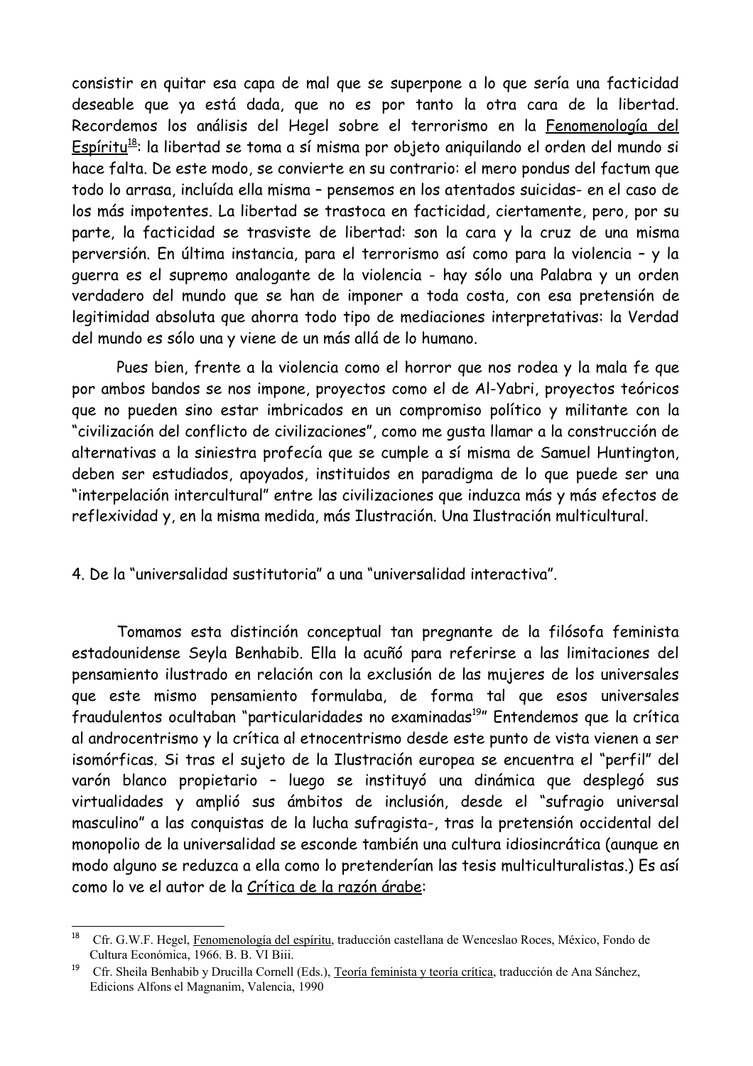consistir en quitar esa capa de mal que se superpone a lo que sería una facticidad deseable que ya está dada, que no es por tanto la otra cara de la libertad. Recordemos los análisis del Hegel sobre el terrorismo en la Fenomenología del Espíritu[18]: la libertad se toma a sí misma por objeto aniquilando el orden del mundo si hace falta. De este modo, se convierte en su contrario: el mero pondus del factum que todo lo arrasa, incluída ella misma – pensemos en los atentados suicidas- en el caso de los más impotentes. La libertad se trastoca en facticidad, ciertamente, pero, por su parte, la facticidad se trasviste de libertad: son la cara y la cruz de una misma perversión. En última instancia, para el terrorismo así como para la violencia – y la guerra es el supremo analogante de la violencia - hay sólo una Palabra y un orden verdadero del mundo que se han de imponer a toda costa, con esa pretensión de legitimidad absoluta que ahorra todo tipo de mediaciones interpretativas: la Verdad del mundo es sólo una y viene de un más allá de lo humano.

Pues bien, frente a la violencia como el horror que nos rodea y la mala fe que por ambos bandos se nos impone, proyectos como el de Al-Yabri, proyectos teóricos que no pueden sino estar imbricados en un compromiso político y militante con la "civilización del conflicto de civilizaciones", como me gusta llamar a la construcción de alternativas a la siniestra profecía que se cumple a sí misma de Samuel Huntington, deben ser estudiados, apoyados, instituidos en paradigma de lo que puede ser una "interpelación intercultural" entre las civilizaciones que induzca más y más efectos de reflexividad y, en la misma medida, más Ilustración. Una Ilustración multicultural.

## 4. De la "universalidad sustitutoria" a una "universalidad interactiva".

Tomamos esta distinción conceptual tan pregnante de la filósofa feminista estadounidense Seyla Benhabib. Ella la acuñó para referirse a las limitaciones del pensamiento ilustrado en relación con la exclusión de las mujeres de los universales que este mismo pensamiento formulaba, de forma tal que esos universales fraudulentos ocultaban "particularidades no examinadas[19]" Entendemos que la crítica al androcentrismo y la crítica al etnocentrismo desde este punto de vista vienen a ser isomórficas. Si tras el sujeto de la Ilustración europea se encuentra el "perfil" del varón blanco propietario – luego se instituyó una dinámica que desplegó sus virtualidades y amplió sus ámbitos de inclusión, desde el "sufragio universal masculino" a las conquistas de la lucha sufragista-, tras la pretensión occidental del monopolio de la universalidad se esconde también una cultura idiosincrática (aunque en modo alguno se reduzca a ella como lo pretenderían las tesis multiculturalistas.) Es así como lo ve el autor de la Crítica de la razón árabe:

---

[18] Cfr. G.W.F. Hegel, Fenomenología del espíritu, traducción castellana de Wenceslao Roces, México, Fondo de Cultura Económica, 1966. B. B. VI Biii.

[19] Cfr. Sheila Benhabib y Drucilla Cornell (Eds.), Teoría feminista y teoría crítica, traducción de Ana Sánchez, Edicions Alfons el Magnanim, Valencia, 1990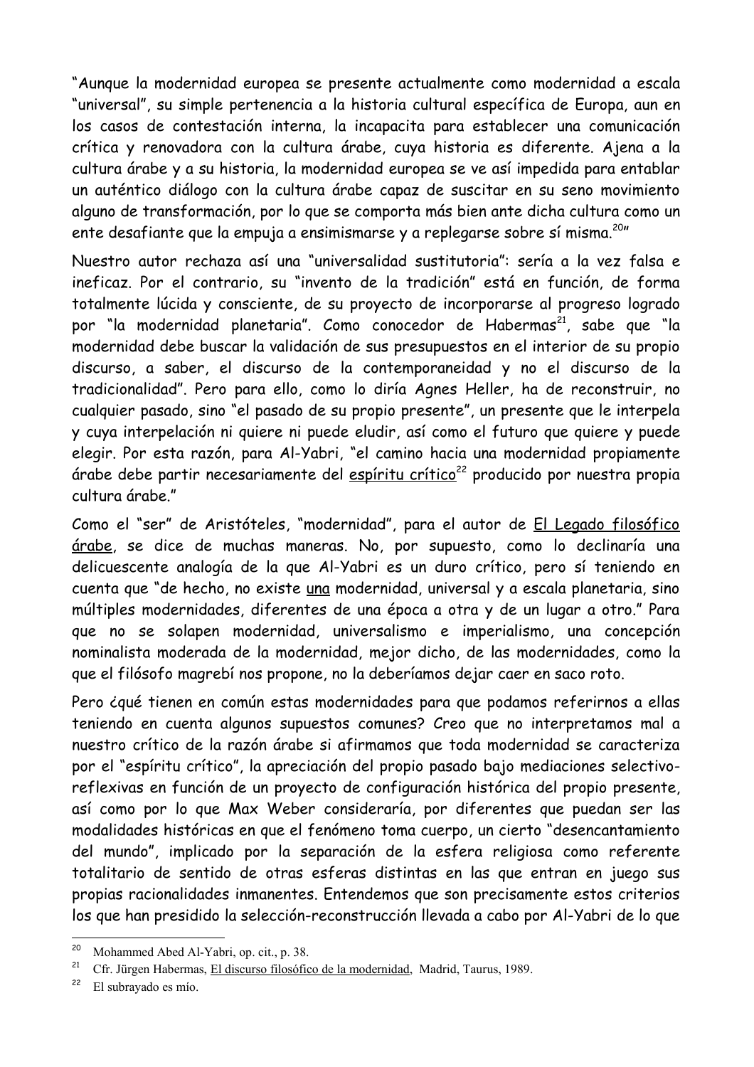"Aunque la modernidad europea se presente actualmente como modernidad a escala "universal", su simple pertenencia a la historia cultural específica de Europa, aun en los casos de contestación interna, la incapacita para establecer una comunicación crítica y renovadora con la cultura árabe, cuya historia es diferente. Ajena a la cultura árabe y a su historia, la modernidad europea se ve así impedida para entablar un auténtico diálogo con la cultura árabe capaz de suscitar en su seno movimiento alguno de transformación, por lo que se comporta más bien ante dicha cultura como un ente desafiante que la empuja a ensimismarse y a replegarse sobre sí misma.[20]"

Nuestro autor rechaza así una "universalidad sustitutoria": sería a la vez falsa e ineficaz. Por el contrario, su "invento de la tradición" está en función, de forma totalmente lúcida y consciente, de su proyecto de incorporarse al progreso logrado por "la modernidad planetaria". Como conocedor de Habermas[21], sabe que "la modernidad debe buscar la validación de sus presupuestos en el interior de su propio discurso, a saber, el discurso de la contemporaneidad y no el discurso de la tradicionalidad". Pero para ello, como lo diría Agnes Heller, ha de reconstruir, no cualquier pasado, sino "el pasado de su propio presente", un presente que le interpela y cuya interpelación ni quiere ni puede eludir, así como el futuro que quiere y puede elegir. Por esta razón, para Al-Yabri, "el camino hacia una modernidad propiamente árabe debe partir necesariamente del <u>espíritu crítico</u>[22] producido por nuestra propia cultura árabe."

Como el "ser" de Aristóteles, "modernidad", para el autor de <u>El Legado filosófico árabe</u>, se dice de muchas maneras. No, por supuesto, como lo declinaría una delicuescente analogía de la que Al-Yabri es un duro crítico, pero sí teniendo en cuenta que "de hecho, no existe <u>una</u> modernidad, universal y a escala planetaria, sino múltiples modernidades, diferentes de una época a otra y de un lugar a otro." Para que no se solapen modernidad, universalismo e imperialismo, una concepción nominalista moderada de la modernidad, mejor dicho, de las modernidades, como la que el filósofo magrebí nos propone, no la deberíamos dejar caer en saco roto.

Pero ¿qué tienen en común estas modernidades para que podamos referirnos a ellas teniendo en cuenta algunos supuestos comunes? Creo que no interpretamos mal a nuestro crítico de la razón árabe si afirmamos que toda modernidad se caracteriza por el "espíritu crítico", la apreciación del propio pasado bajo mediaciones selectivo-reflexivas en función de un proyecto de configuración histórica del propio presente, así como por lo que Max Weber consideraría, por diferentes que puedan ser las modalidades históricas en que el fenómeno toma cuerpo, un cierto "desencantamiento del mundo", implicado por la separación de la esfera religiosa como referente totalitario de sentido de otras esferas distintas en las que entran en juego sus propias racionalidades inmanentes. Entendemos que son precisamente estos criterios los que han presidido la selección-reconstrucción llevada a cabo por Al-Yabri de lo que

---

[20] Mohammed Abed Al-Yabri, op. cit., p. 38.

[21] Cfr. Jürgen Habermas, <u>El discurso filosófico de la modernidad</u>, Madrid, Taurus, 1989.

[22] El subrayado es mío.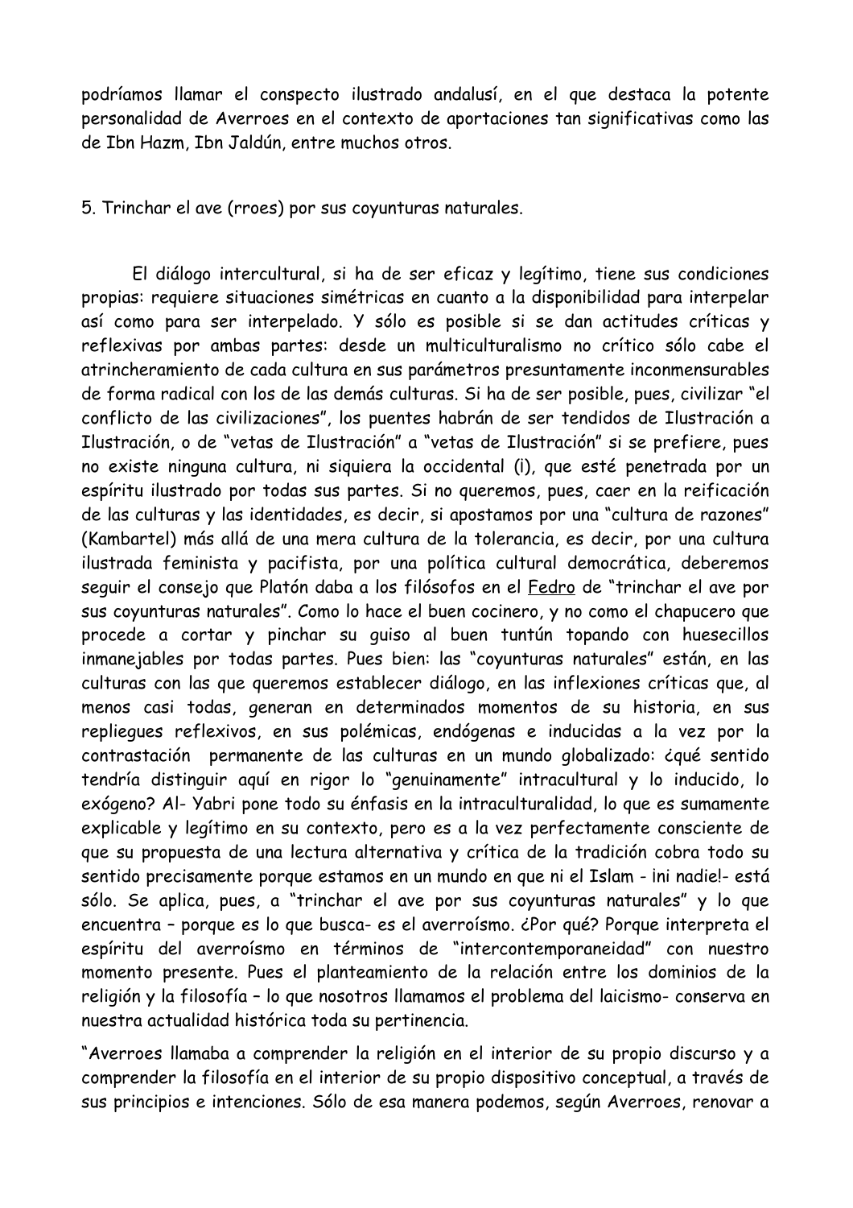podríamos llamar el conspecto ilustrado andalusí, en el que destaca la potente personalidad de Averroes en el contexto de aportaciones tan significativas como las de Ibn Hazm, Ibn Jaldún, entre muchos otros.

## 5. Trinchar el ave (rroes) por sus coyunturas naturales.

El diálogo intercultural, si ha de ser eficaz y legítimo, tiene sus condiciones propias: requiere situaciones simétricas en cuanto a la disponibilidad para interpelar así como para ser interpelado. Y sólo es posible si se dan actitudes críticas y reflexivas por ambas partes: desde un multiculturalismo no crítico sólo cabe el atrincheramiento de cada cultura en sus parámetros presuntamente inconmensurables de forma radical con los de las demás culturas. Si ha de ser posible, pues, civilizar "el conflicto de las civilizaciones", los puentes habrán de ser tendidos de Ilustración a Ilustración, o de "vetas de Ilustración" a "vetas de Ilustración" si se prefiere, pues no existe ninguna cultura, ni siquiera la occidental (i), que esté penetrada por un espíritu ilustrado por todas sus partes. Si no queremos, pues, caer en la reificación de las culturas y las identidades, es decir, si apostamos por una "cultura de razones" (Kambartel) más allá de una mera cultura de la tolerancia, es decir, por una cultura ilustrada feminista y pacifista, por una política cultural democrática, deberemos seguir el consejo que Platón daba a los filósofos en el Fedro de "trinchar el ave por sus coyunturas naturales". Como lo hace el buen cocinero, y no como el chapucero que procede a cortar y pinchar su guiso al buen tuntún topando con huesecillos inmanejables por todas partes. Pues bien: las "coyunturas naturales" están, en las culturas con las que queremos establecer diálogo, en las inflexiones críticas que, al menos casi todas, generan en determinados momentos de su historia, en sus repliegues reflexivos, en sus polémicas, endógenas e inducidas a la vez por la contrastación permanente de las culturas en un mundo globalizado: ¿qué sentido tendría distinguir aquí en rigor lo "genuinamente" intracultural y lo inducido, lo exógeno? Al- Yabri pone todo su énfasis en la intraculturalidad, lo que es sumamente explicable y legítimo en su contexto, pero es a la vez perfectamente consciente de que su propuesta de una lectura alternativa y crítica de la tradición cobra todo su sentido precisamente porque estamos en un mundo en que ni el Islam - ¡ni nadie!- está sólo. Se aplica, pues, a "trinchar el ave por sus coyunturas naturales" y lo que encuentra – porque es lo que busca- es el averroísmo. ¿Por qué? Porque interpreta el espíritu del averroísmo en términos de "intercontemporaneidad" con nuestro momento presente. Pues el planteamiento de la relación entre los dominios de la religión y la filosofía – lo que nosotros llamamos el problema del laicismo- conserva en nuestra actualidad histórica toda su pertinencia.

"Averroes llamaba a comprender la religión en el interior de su propio discurso y a comprender la filosofía en el interior de su propio dispositivo conceptual, a través de sus principios e intenciones. Sólo de esa manera podemos, según Averroes, renovar a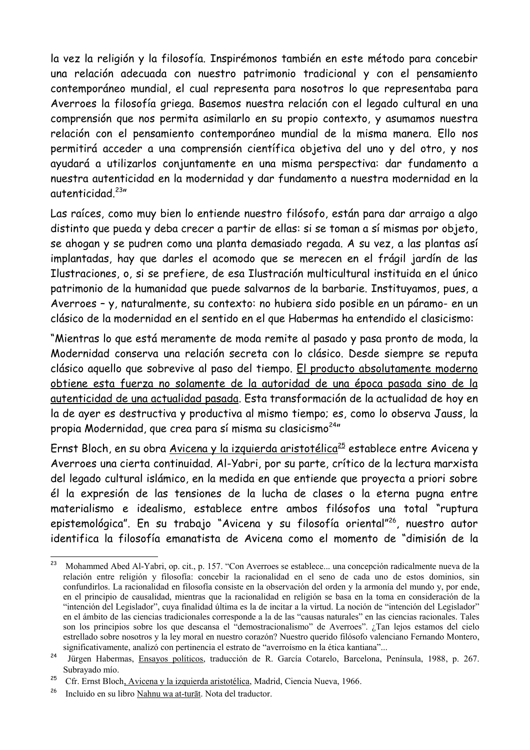la vez la religión y la filosofía. Inspirémonos también en este método para concebir una relación adecuada con nuestro patrimonio tradicional y con el pensamiento contemporáneo mundial, el cual representa para nosotros lo que representaba para Averroes la filosofía griega. Basemos nuestra relación con el legado cultural en una comprensión que nos permita asimilarlo en su propio contexto, y asumamos nuestra relación con el pensamiento contemporáneo mundial de la misma manera. Ello nos permitirá acceder a una comprensión científica objetiva del uno y del otro, y nos ayudará a utilizarlos conjuntamente en una misma perspectiva: dar fundamento a nuestra autenticidad en la modernidad y dar fundamento a nuestra modernidad en la autenticidad.[23]"

Las raíces, como muy bien lo entiende nuestro filósofo, están para dar arraigo a algo distinto que pueda y deba crecer a partir de ellas: si se toman a sí mismas por objeto, se ahogan y se pudren como una planta demasiado regada. A su vez, a las plantas así implantadas, hay que darles el acomodo que se merecen en el frágil jardín de las Ilustraciones, o, si se prefiere, de esa Ilustración multicultural instituida en el único patrimonio de la humanidad que puede salvarnos de la barbarie. Instituyamos, pues, a Averroes – y, naturalmente, su contexto: no hubiera sido posible en un páramo- en un clásico de la modernidad en el sentido en el que Habermas ha entendido el clasicismo:

"Mientras lo que está meramente de moda remite al pasado y pasa pronto de moda, la Modernidad conserva una relación secreta con lo clásico. Desde siempre se reputa clásico aquello que sobrevive al paso del tiempo. <u>El producto absolutamente moderno obtiene esta fuerza no solamente de la autoridad de una época pasada sino de la autenticidad de una actualidad pasada</u>. Esta transformación de la actualidad de hoy en la de ayer es destructiva y productiva al mismo tiempo; es, como lo observa Jauss, la propia Modernidad, que crea para sí misma su clasicismo[24]"

Ernst Bloch, en su obra <u>Avicena y la izquierda aristotélica</u>[25] establece entre Avicena y Averroes una cierta continuidad. Al-Yabri, por su parte, crítico de la lectura marxista del legado cultural islámico, en la medida en que entiende que proyecta a priori sobre él la expresión de las tensiones de la lucha de clases o la eterna pugna entre materialismo e idealismo, establece entre ambos filósofos una total "ruptura epistemológica". En su trabajo "Avicena y su filosofía oriental"[26], nuestro autor identifica la filosofía emanatista de Avicena como el momento de "dimisión de la

---

[23] Mohammed Abed Al-Yabri, op. cit., p. 157. "Con Averroes se establece... una concepción radicalmente nueva de la relación entre religión y filosofía: concebir la racionalidad en el seno de cada uno de estos dominios, sin confundirlos. La racionalidad en filosofía consiste en la observación del orden y la armonía del mundo y, por ende, en el principio de causalidad, mientras que la racionalidad en religión se basa en la toma en consideración de la "intención del Legislador", cuya finalidad última es la de incitar a la virtud. La noción de "intención del Legislador" en el ámbito de las ciencias tradicionales corresponde a la de las "causas naturales" en las ciencias racionales. Tales son los principios sobre los que descansa el "demostracionalismo" de Averroes". ¿Tan lejos estamos del cielo estrellado sobre nosotros y la ley moral en nuestro corazón? Nuestro querido filósofo valenciano Fernando Montero, significativamente, analizó con pertinencia el estrato de "averroísmo en la ética kantiana"...

[24] Jürgen Habermas, <u>Ensayos políticos</u>, traducción de R. García Cotarelo, Barcelona, Península, 1988, p. 267. Subrayado mío.

[25] Cfr. Ernst Bloch<u>, Avicena y la izquierda aristotélica</u>, Madrid, Ciencia Nueva, 1966.

[26] Incluido en su libro <u>Nahnu wa at-turāt</u>. Nota del traductor.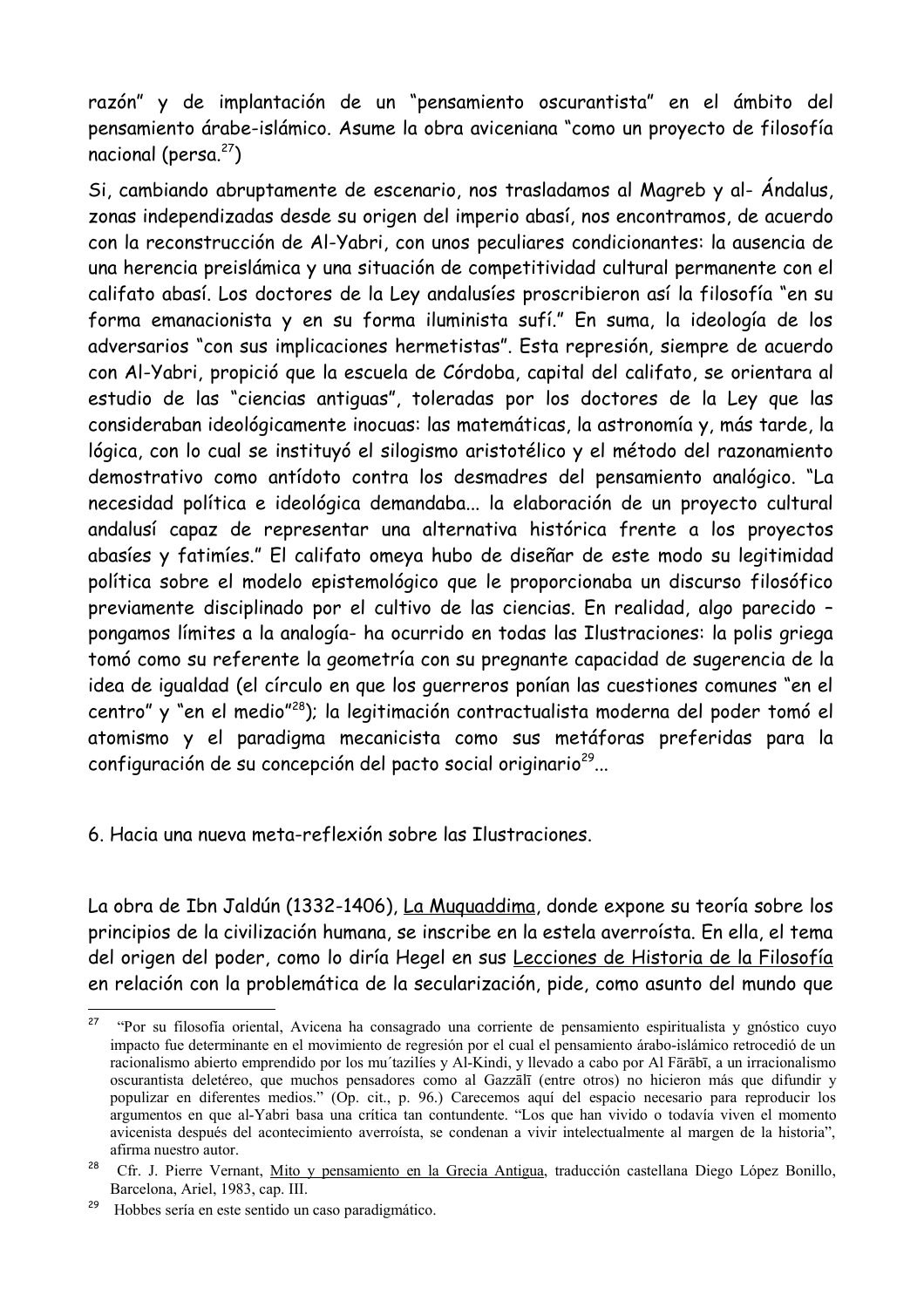razón" y de implantación de un "pensamiento oscurantista" en el ámbito del pensamiento árabe-islámico. Asume la obra aviceniana "como un proyecto de filosofía nacional (persa.[27])

Si, cambiando abruptamente de escenario, nos trasladamos al Magreb y al- Ándalus, zonas independizadas desde su origen del imperio abasí, nos encontramos, de acuerdo con la reconstrucción de Al-Yabri, con unos peculiares condicionantes: la ausencia de una herencia preislámica y una situación de competitividad cultural permanente con el califato abasí. Los doctores de la Ley andalusíes proscribieron así la filosofía "en su forma emanacionista y en su forma iluminista sufí." En suma, la ideología de los adversarios "con sus implicaciones hermetistas". Esta represión, siempre de acuerdo con Al-Yabri, propició que la escuela de Córdoba, capital del califato, se orientara al estudio de las "ciencias antiguas", toleradas por los doctores de la Ley que las consideraban ideológicamente inocuas: las matemáticas, la astronomía y, más tarde, la lógica, con lo cual se instituyó el silogismo aristotélico y el método del razonamiento demostrativo como antídoto contra los desmadres del pensamiento analógico. "La necesidad política e ideológica demandaba... la elaboración de un proyecto cultural andalusí capaz de representar una alternativa histórica frente a los proyectos abasíes y fatimíes." El califato omeya hubo de diseñar de este modo su legitimidad política sobre el modelo epistemológico que le proporcionaba un discurso filosófico previamente disciplinado por el cultivo de las ciencias. En realidad, algo parecido –pongamos límites a la analogía- ha ocurrido en todas las Ilustraciones: la polis griega tomó como su referente la geometría con su pregnante capacidad de sugerencia de la idea de igualdad (el círculo en que los guerreros ponían las cuestiones comunes "en el centro" y "en el medio"[28]); la legitimación contractualista moderna del poder tomó el atomismo y el paradigma mecanicista como sus metáforas preferidas para la configuración de su concepción del pacto social originario[29]...

## 6. Hacia una nueva meta-reflexión sobre las Ilustraciones.

La obra de Ibn Jaldún (1332-1406), La Muquaddima, donde expone su teoría sobre los principios de la civilización humana, se inscribe en la estela averroísta. En ella, el tema del origen del poder, como lo diría Hegel en sus Lecciones de Historia de la Filosofía en relación con la problemática de la secularización, pide, como asunto del mundo que

---

[27] "Por su filosofía oriental, Avicena ha consagrado una corriente de pensamiento espiritualista y gnóstico cuyo impacto fue determinante en el movimiento de regresión por el cual el pensamiento árabo-islámico retrocedió de un racionalismo abierto emprendido por los mu´tazilíes y Al-Kindi, y llevado a cabo por Al Fārābī, a un irracionalismo oscurantista deletéreo, que muchos pensadores como al Gazzālī (entre otros) no hicieron más que difundir y populizar en diferentes medios." (Op. cit., p. 96.) Carecemos aquí del espacio necesario para reproducir los argumentos en que al-Yabri basa una crítica tan contundente. "Los que han vivido o todavía viven el momento avicenista después del acontecimiento averroísta, se condenan a vivir intelectualmente al margen de la historia", afirma nuestro autor.

[28] Cfr. J. Pierre Vernant, Mito y pensamiento en la Grecia Antigua, traducción castellana Diego López Bonillo, Barcelona, Ariel, 1983, cap. III.

[29] Hobbes sería en este sentido un caso paradigmático.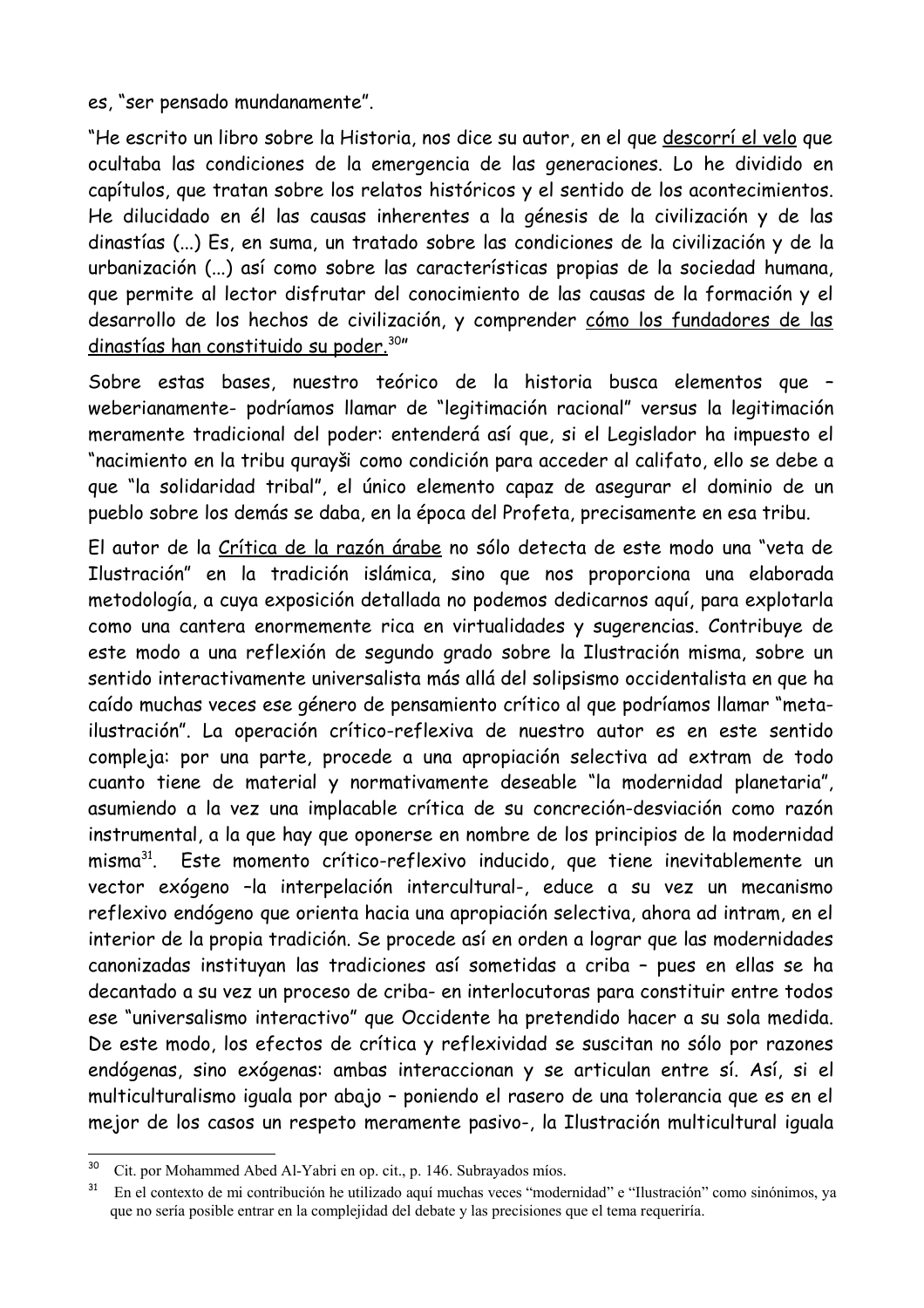es, "ser pensado mundanamente".

"He escrito un libro sobre la Historia, nos dice su autor, en el que descorrí el velo que ocultaba las condiciones de la emergencia de las generaciones. Lo he dividido en capítulos, que tratan sobre los relatos históricos y el sentido de los acontecimientos. He dilucidado en él las causas inherentes a la génesis de la civilización y de las dinastías (...) Es, en suma, un tratado sobre las condiciones de la civilización y de la urbanización (...) así como sobre las características propias de la sociedad humana, que permite al lector disfrutar del conocimiento de las causas de la formación y el desarrollo de los hechos de civilización, y comprender cómo los fundadores de las dinastías han constituido su poder.[30]"

Sobre estas bases, nuestro teórico de la historia busca elementos que –weberianamente- podríamos llamar de "legitimación racional" versus la legitimación meramente tradicional del poder: entenderá así que, si el Legislador ha impuesto el "nacimiento en la tribu qurayši como condición para acceder al califato, ello se debe a que "la solidaridad tribal", el único elemento capaz de asegurar el dominio de un pueblo sobre los demás se daba, en la época del Profeta, precisamente en esa tribu.

El autor de la Crítica de la razón árabe no sólo detecta de este modo una "veta de Ilustración" en la tradición islámica, sino que nos proporciona una elaborada metodología, a cuya exposición detallada no podemos dedicarnos aquí, para explotarla como una cantera enormemente rica en virtualidades y sugerencias. Contribuye de este modo a una reflexión de segundo grado sobre la Ilustración misma, sobre un sentido interactivamente universalista más allá del solipsismo occidentalista en que ha caído muchas veces ese género de pensamiento crítico al que podríamos llamar "meta-ilustración". La operación crítico-reflexiva de nuestro autor es en este sentido compleja: por una parte, procede a una apropiación selectiva ad extram de todo cuanto tiene de material y normativamente deseable "la modernidad planetaria", asumiendo a la vez una implacable crítica de su concreción-desviación como razón instrumental, a la que hay que oponerse en nombre de los principios de la modernidad misma[31]. Este momento crítico-reflexivo inducido, que tiene inevitablemente un vector exógeno –la interpelación intercultural-, educe a su vez un mecanismo reflexivo endógeno que orienta hacia una apropiación selectiva, ahora ad intram, en el interior de la propia tradición. Se procede así en orden a lograr que las modernidades canonizadas instituyan las tradiciones así sometidas a criba – pues en ellas se ha decantado a su vez un proceso de criba- en interlocutoras para constituir entre todos ese "universalismo interactivo" que Occidente ha pretendido hacer a su sola medida. De este modo, los efectos de crítica y reflexividad se suscitan no sólo por razones endógenas, sino exógenas: ambas interaccionan y se articulan entre sí. Así, si el multiculturalismo iguala por abajo – poniendo el rasero de una tolerancia que es en el mejor de los casos un respeto meramente pasivo-, la Ilustración multicultural iguala

---

[30] Cit. por Mohammed Abed Al-Yabri en op. cit., p. 146. Subrayados míos.

[31] En el contexto de mi contribución he utilizado aquí muchas veces "modernidad" e "Ilustración" como sinónimos, ya que no sería posible entrar en la complejidad del debate y las precisiones que el tema requeriría.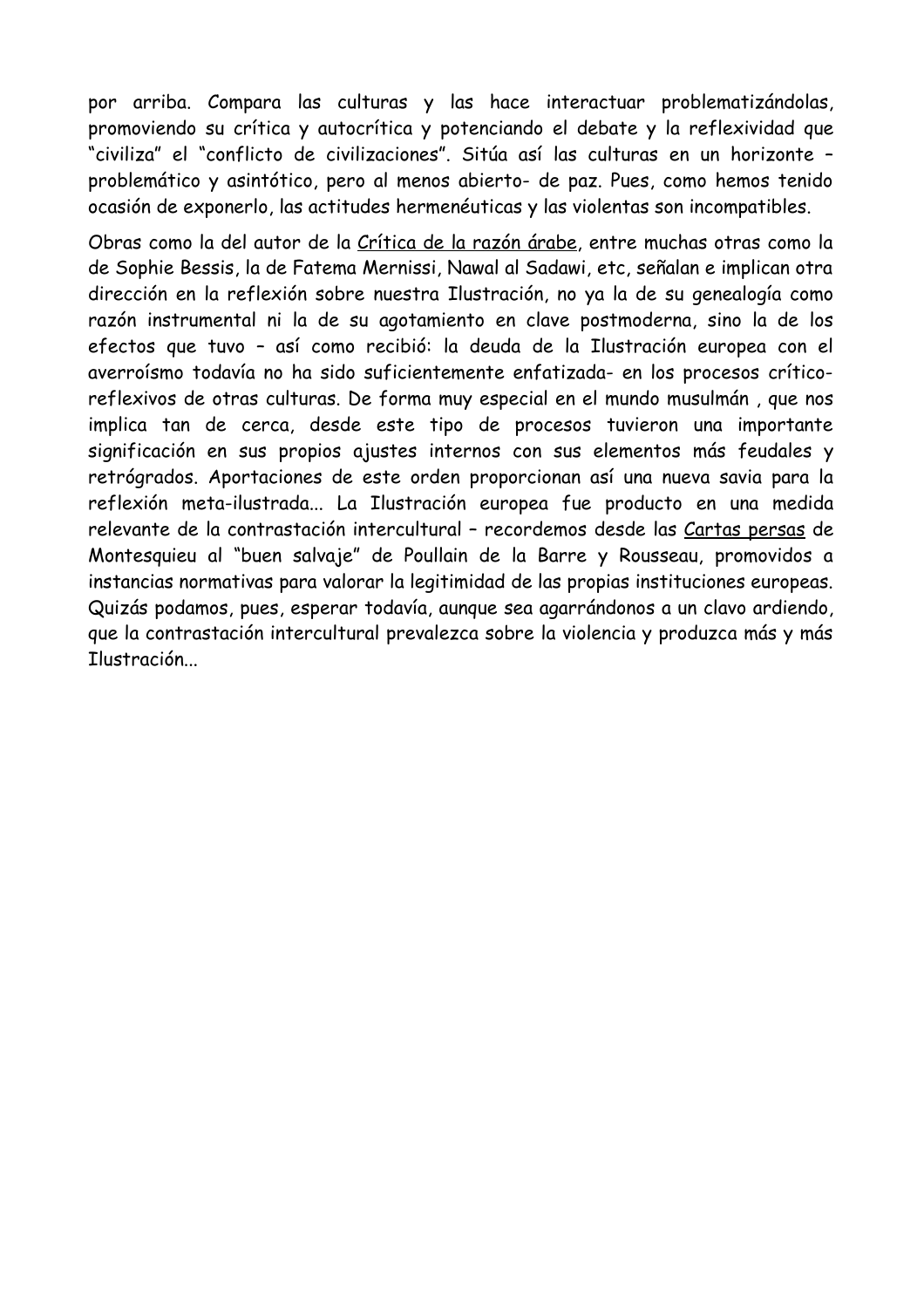por arriba. Compara las culturas y las hace interactuar problematizándolas, promoviendo su crítica y autocrítica y potenciando el debate y la reflexividad que "civiliza" el "conflicto de civilizaciones". Sitúa así las culturas en un horizonte –problemático y asintótico, pero al menos abierto- de paz. Pues, como hemos tenido ocasión de exponerlo, las actitudes hermenéuticas y las violentas son incompatibles.

Obras como la del autor de la Crítica de la razón árabe, entre muchas otras como la de Sophie Bessis, la de Fatema Mernissi, Nawal al Sadawi, etc, señalan e implican otra dirección en la reflexión sobre nuestra Ilustración, no ya la de su genealogía como razón instrumental ni la de su agotamiento en clave postmoderna, sino la de los efectos que tuvo – así como recibió: la deuda de la Ilustración europea con el averroísmo todavía no ha sido suficientemente enfatizada- en los procesos crítico-reflexivos de otras culturas. De forma muy especial en el mundo musulmán , que nos implica tan de cerca, desde este tipo de procesos tuvieron una importante significación en sus propios ajustes internos con sus elementos más feudales y retrógrados. Aportaciones de este orden proporcionan así una nueva savia para la reflexión meta-ilustrada... La Ilustración europea fue producto en una medida relevante de la contrastación intercultural – recordemos desde las Cartas persas de Montesquieu al "buen salvaje" de Poullain de la Barre y Rousseau, promovidos a instancias normativas para valorar la legitimidad de las propias instituciones europeas. Quizás podamos, pues, esperar todavía, aunque sea agarrándonos a un clavo ardiendo, que la contrastación intercultural prevalezca sobre la violencia y produzca más y más Ilustración...